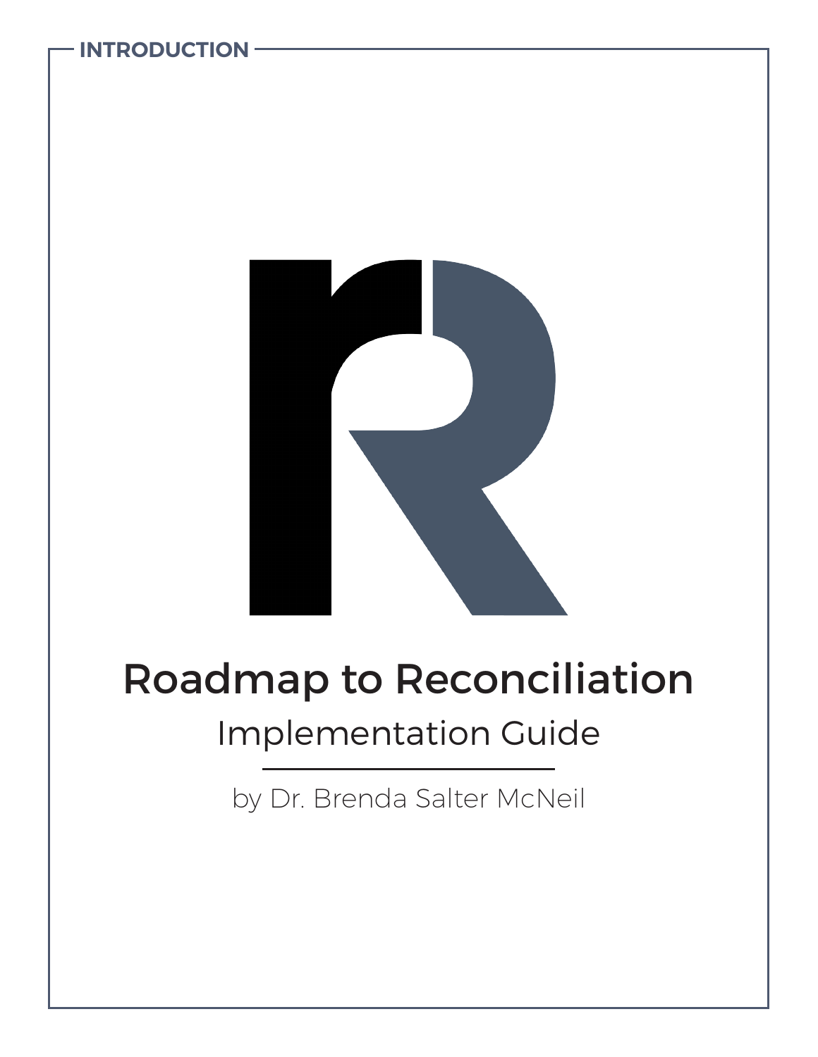INTRODUCTION

# Roadmap to Reconciliation

## Implementation Guide

by Dr. Brenda Salter McNeil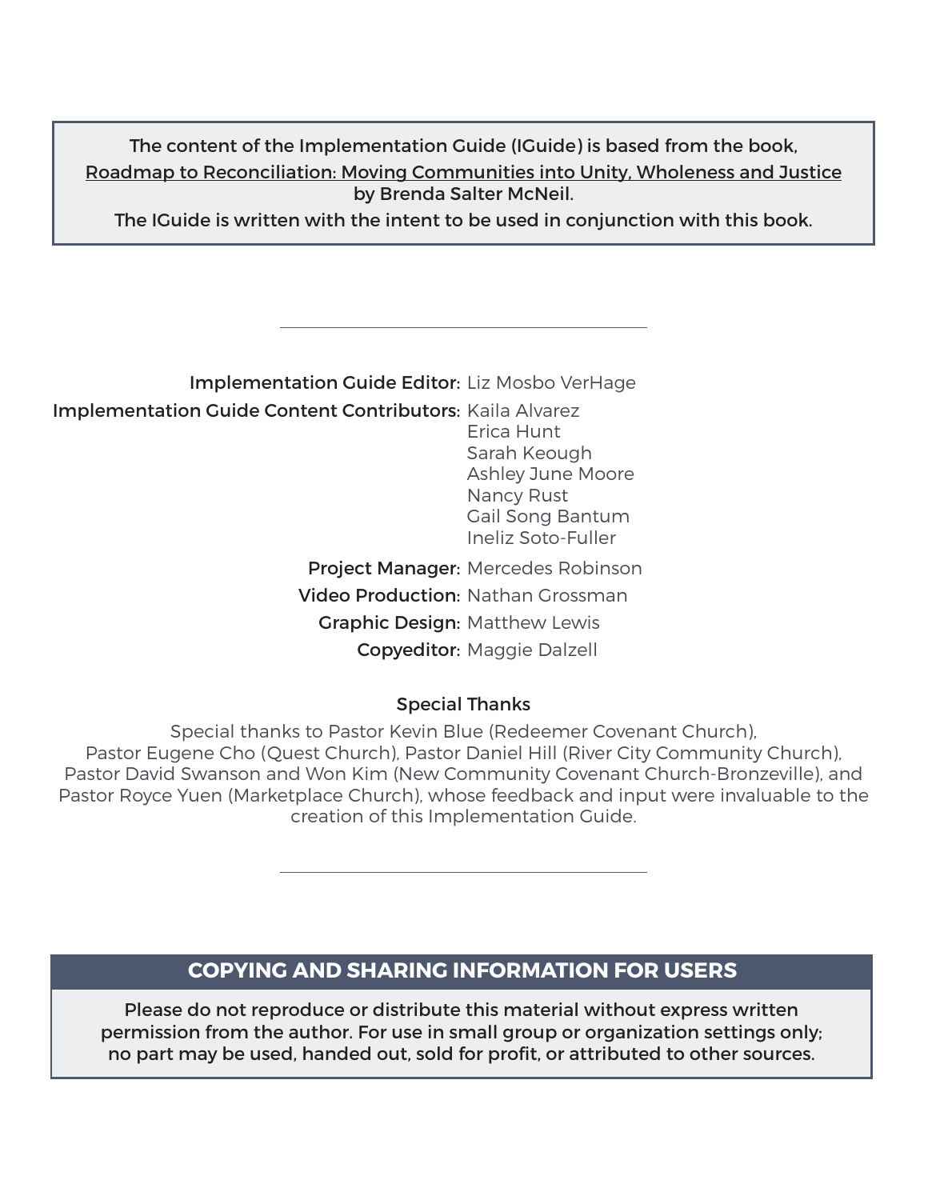The content of the Implementation Guide (IGuide) is based from the book, Roadmap to Reconciliation: Moving Communities into Unity, Wholeness and Justice by Brenda Salter McNeil.
The IGuide is written with the intent to be used in conjunction with this book.

---

**Implementation Guide Editor:** Liz Mosbo VerHage

**Implementation Guide Content Contributors:** Kaila Alvarez
Erica Hunt
Sarah Keough
Ashley June Moore
Nancy Rust
Gail Song Bantum
Ineliz Soto-Fuller

**Project Manager:** Mercedes Robinson

**Video Production:** Nathan Grossman

**Graphic Design:** Matthew Lewis

**Copyeditor:** Maggie Dalzell

**Special Thanks**

Special thanks to Pastor Kevin Blue (Redeemer Covenant Church), Pastor Eugene Cho (Quest Church), Pastor Daniel Hill (River City Community Church), Pastor David Swanson and Won Kim (New Community Covenant Church-Bronzeville), and Pastor Royce Yuen (Marketplace Church), whose feedback and input were invaluable to the creation of this Implementation Guide.

---

## COPYING AND SHARING INFORMATION FOR USERS

Please do not reproduce or distribute this material without express written permission from the author. For use in small group or organization settings only; no part may be used, handed out, sold for profit, or attributed to other sources.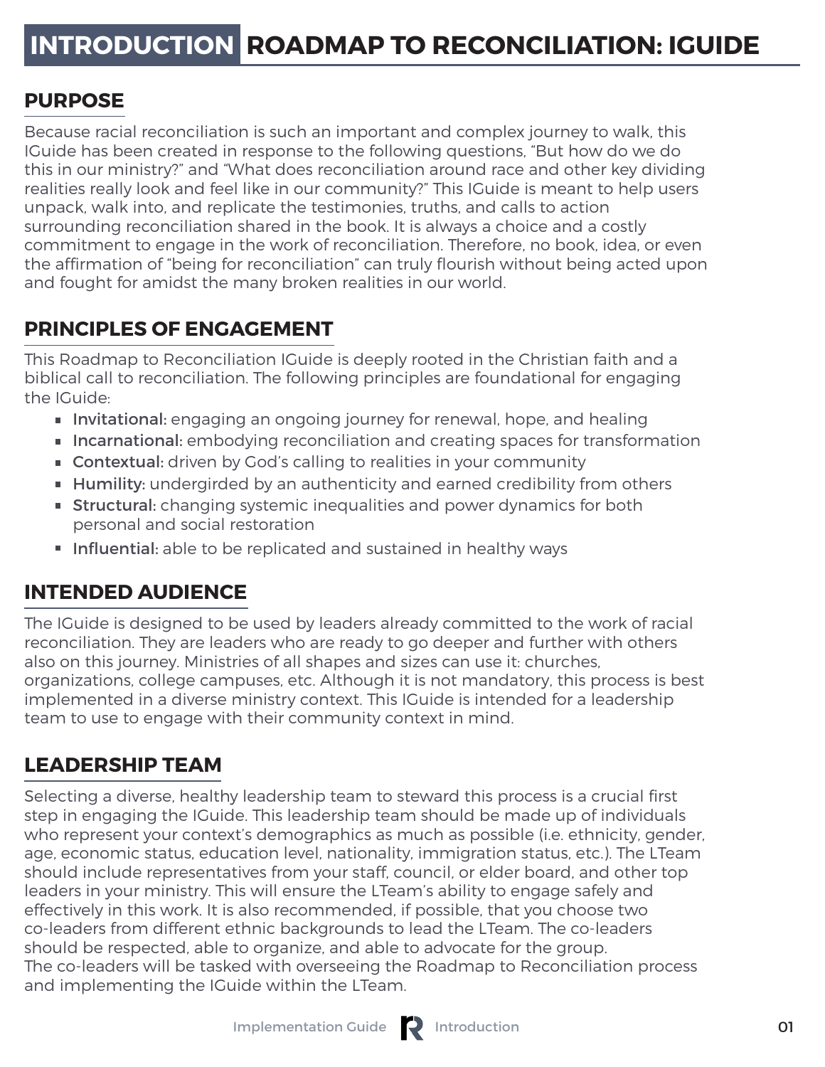# INTRODUCTION ROADMAP TO RECONCILIATION: IGUIDE

## PURPOSE

Because racial reconciliation is such an important and complex journey to walk, this IGuide has been created in response to the following questions, "But how do we do this in our ministry?" and "What does reconciliation around race and other key dividing realities really look and feel like in our community?" This IGuide is meant to help users unpack, walk into, and replicate the testimonies, truths, and calls to action surrounding reconciliation shared in the book. It is always a choice and a costly commitment to engage in the work of reconciliation. Therefore, no book, idea, or even the affirmation of "being for reconciliation" can truly flourish without being acted upon and fought for amidst the many broken realities in our world.

## PRINCIPLES OF ENGAGEMENT

This Roadmap to Reconciliation IGuide is deeply rooted in the Christian faith and a biblical call to reconciliation. The following principles are foundational for engaging the IGuide:

- **Invitational:** engaging an ongoing journey for renewal, hope, and healing
- **Incarnational:** embodying reconciliation and creating spaces for transformation
- **Contextual:** driven by God's calling to realities in your community
- **Humility:** undergirded by an authenticity and earned credibility from others
- **Structural:** changing systemic inequalities and power dynamics for both personal and social restoration
- **Influential:** able to be replicated and sustained in healthy ways

## INTENDED AUDIENCE

The IGuide is designed to be used by leaders already committed to the work of racial reconciliation. They are leaders who are ready to go deeper and further with others also on this journey. Ministries of all shapes and sizes can use it: churches, organizations, college campuses, etc. Although it is not mandatory, this process is best implemented in a diverse ministry context. This IGuide is intended for a leadership team to use to engage with their community context in mind.

## LEADERSHIP TEAM

Selecting a diverse, healthy leadership team to steward this process is a crucial first step in engaging the IGuide. This leadership team should be made up of individuals who represent your context's demographics as much as possible (i.e. ethnicity, gender, age, economic status, education level, nationality, immigration status, etc.). The LTeam should include representatives from your staff, council, or elder board, and other top leaders in your ministry. This will ensure the LTeam's ability to engage safely and effectively in this work. It is also recommended, if possible, that you choose two co-leaders from different ethnic backgrounds to lead the LTeam. The co-leaders should be respected, able to organize, and able to advocate for the group. The co-leaders will be tasked with overseeing the Roadmap to Reconciliation process and implementing the IGuide within the LTeam.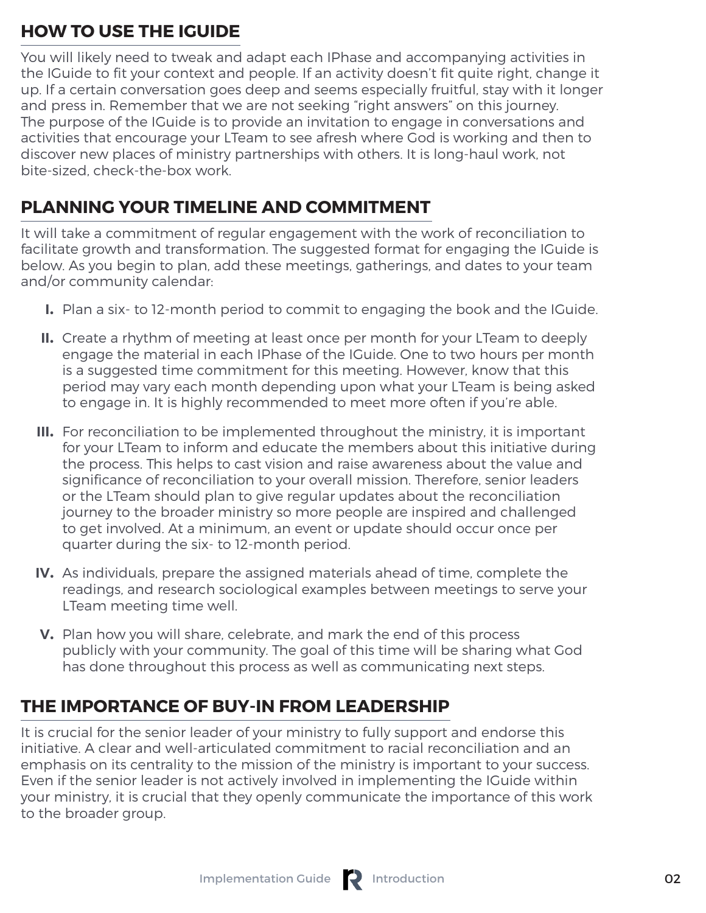## HOW TO USE THE IGUIDE

You will likely need to tweak and adapt each IPhase and accompanying activities in the IGuide to fit your context and people. If an activity doesn't fit quite right, change it up. If a certain conversation goes deep and seems especially fruitful, stay with it longer and press in. Remember that we are not seeking "right answers" on this journey. The purpose of the IGuide is to provide an invitation to engage in conversations and activities that encourage your LTeam to see afresh where God is working and then to discover new places of ministry partnerships with others. It is long-haul work, not bite-sized, check-the-box work.

## PLANNING YOUR TIMELINE AND COMMITMENT

It will take a commitment of regular engagement with the work of reconciliation to facilitate growth and transformation. The suggested format for engaging the IGuide is below. As you begin to plan, add these meetings, gatherings, and dates to your team and/or community calendar:

**I.** Plan a six- to 12-month period to commit to engaging the book and the IGuide.

**II.** Create a rhythm of meeting at least once per month for your LTeam to deeply engage the material in each IPhase of the IGuide. One to two hours per month is a suggested time commitment for this meeting. However, know that this period may vary each month depending upon what your LTeam is being asked to engage in. It is highly recommended to meet more often if you're able.

**III.** For reconciliation to be implemented throughout the ministry, it is important for your LTeam to inform and educate the members about this initiative during the process. This helps to cast vision and raise awareness about the value and significance of reconciliation to your overall mission. Therefore, senior leaders or the LTeam should plan to give regular updates about the reconciliation journey to the broader ministry so more people are inspired and challenged to get involved. At a minimum, an event or update should occur once per quarter during the six- to 12-month period.

**IV.** As individuals, prepare the assigned materials ahead of time, complete the readings, and research sociological examples between meetings to serve your LTeam meeting time well.

**V.** Plan how you will share, celebrate, and mark the end of this process publicly with your community. The goal of this time will be sharing what God has done throughout this process as well as communicating next steps.

## THE IMPORTANCE OF BUY-IN FROM LEADERSHIP

It is crucial for the senior leader of your ministry to fully support and endorse this initiative. A clear and well-articulated commitment to racial reconciliation and an emphasis on its centrality to the mission of the ministry is important to your success. Even if the senior leader is not actively involved in implementing the IGuide within your ministry, it is crucial that they openly communicate the importance of this work to the broader group.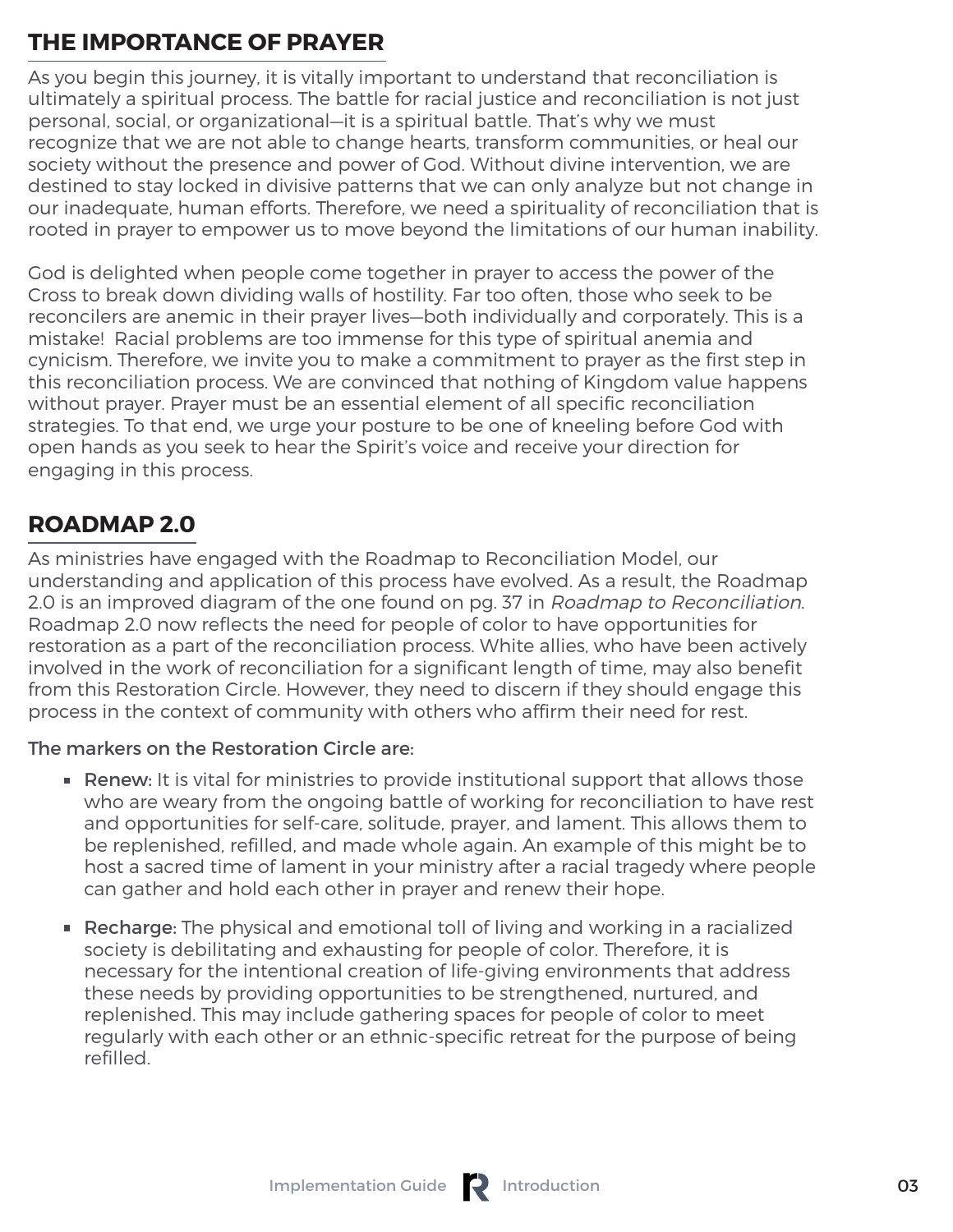## THE IMPORTANCE OF PRAYER

As you begin this journey, it is vitally important to understand that reconciliation is ultimately a spiritual process. The battle for racial justice and reconciliation is not just personal, social, or organizational—it is a spiritual battle. That's why we must recognize that we are not able to change hearts, transform communities, or heal our society without the presence and power of God. Without divine intervention, we are destined to stay locked in divisive patterns that we can only analyze but not change in our inadequate, human efforts. Therefore, we need a spirituality of reconciliation that is rooted in prayer to empower us to move beyond the limitations of our human inability.

God is delighted when people come together in prayer to access the power of the Cross to break down dividing walls of hostility. Far too often, those who seek to be reconcilers are anemic in their prayer lives—both individually and corporately. This is a mistake! Racial problems are too immense for this type of spiritual anemia and cynicism. Therefore, we invite you to make a commitment to prayer as the first step in this reconciliation process. We are convinced that nothing of Kingdom value happens without prayer. Prayer must be an essential element of all specific reconciliation strategies. To that end, we urge your posture to be one of kneeling before God with open hands as you seek to hear the Spirit's voice and receive your direction for engaging in this process.

## ROADMAP 2.0

As ministries have engaged with the Roadmap to Reconciliation Model, our understanding and application of this process have evolved. As a result, the Roadmap 2.0 is an improved diagram of the one found on pg. 37 in *Roadmap to Reconciliation*. Roadmap 2.0 now reflects the need for people of color to have opportunities for restoration as a part of the reconciliation process. White allies, who have been actively involved in the work of reconciliation for a significant length of time, may also benefit from this Restoration Circle. However, they need to discern if they should engage this process in the context of community with others who affirm their need for rest.

The markers on the Restoration Circle are:

- **Renew:** It is vital for ministries to provide institutional support that allows those who are weary from the ongoing battle of working for reconciliation to have rest and opportunities for self-care, solitude, prayer, and lament. This allows them to be replenished, refilled, and made whole again. An example of this might be to host a sacred time of lament in your ministry after a racial tragedy where people can gather and hold each other in prayer and renew their hope.

- **Recharge:** The physical and emotional toll of living and working in a racialized society is debilitating and exhausting for people of color. Therefore, it is necessary for the intentional creation of life-giving environments that address these needs by providing opportunities to be strengthened, nurtured, and replenished. This may include gathering spaces for people of color to meet regularly with each other or an ethnic-specific retreat for the purpose of being refilled.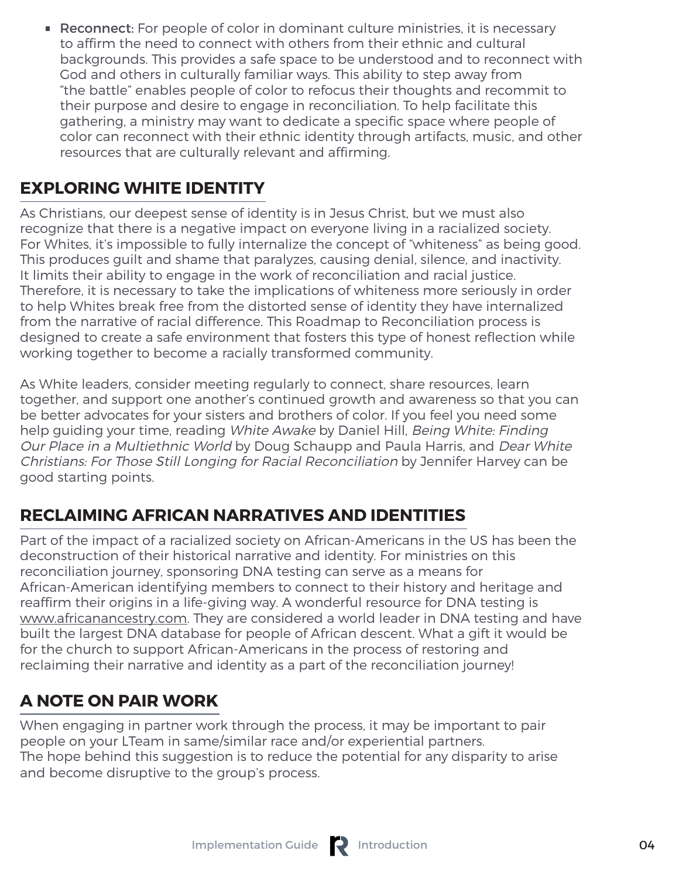- **Reconnect:** For people of color in dominant culture ministries, it is necessary to affirm the need to connect with others from their ethnic and cultural backgrounds. This provides a safe space to be understood and to reconnect with God and others in culturally familiar ways. This ability to step away from "the battle" enables people of color to refocus their thoughts and recommit to their purpose and desire to engage in reconciliation. To help facilitate this gathering, a ministry may want to dedicate a specific space where people of color can reconnect with their ethnic identity through artifacts, music, and other resources that are culturally relevant and affirming.

## EXPLORING WHITE IDENTITY

As Christians, our deepest sense of identity is in Jesus Christ, but we must also recognize that there is a negative impact on everyone living in a racialized society. For Whites, it's impossible to fully internalize the concept of "whiteness" as being good. This produces guilt and shame that paralyzes, causing denial, silence, and inactivity. It limits their ability to engage in the work of reconciliation and racial justice. Therefore, it is necessary to take the implications of whiteness more seriously in order to help Whites break free from the distorted sense of identity they have internalized from the narrative of racial difference. This Roadmap to Reconciliation process is designed to create a safe environment that fosters this type of honest reflection while working together to become a racially transformed community.

As White leaders, consider meeting regularly to connect, share resources, learn together, and support one another's continued growth and awareness so that you can be better advocates for your sisters and brothers of color. If you feel you need some help guiding your time, reading *White Awake* by Daniel Hill, *Being White: Finding Our Place in a Multiethnic World* by Doug Schaupp and Paula Harris, and *Dear White Christians: For Those Still Longing for Racial Reconciliation* by Jennifer Harvey can be good starting points.

## RECLAIMING AFRICAN NARRATIVES AND IDENTITIES

Part of the impact of a racialized society on African-Americans in the US has been the deconstruction of their historical narrative and identity. For ministries on this reconciliation journey, sponsoring DNA testing can serve as a means for African-American identifying members to connect to their history and heritage and reaffirm their origins in a life-giving way. A wonderful resource for DNA testing is www.africanancestry.com. They are considered a world leader in DNA testing and have built the largest DNA database for people of African descent. What a gift it would be for the church to support African-Americans in the process of restoring and reclaiming their narrative and identity as a part of the reconciliation journey!

## A NOTE ON PAIR WORK

When engaging in partner work through the process, it may be important to pair people on your LTeam in same/similar race and/or experiential partners.
The hope behind this suggestion is to reduce the potential for any disparity to arise and become disruptive to the group's process.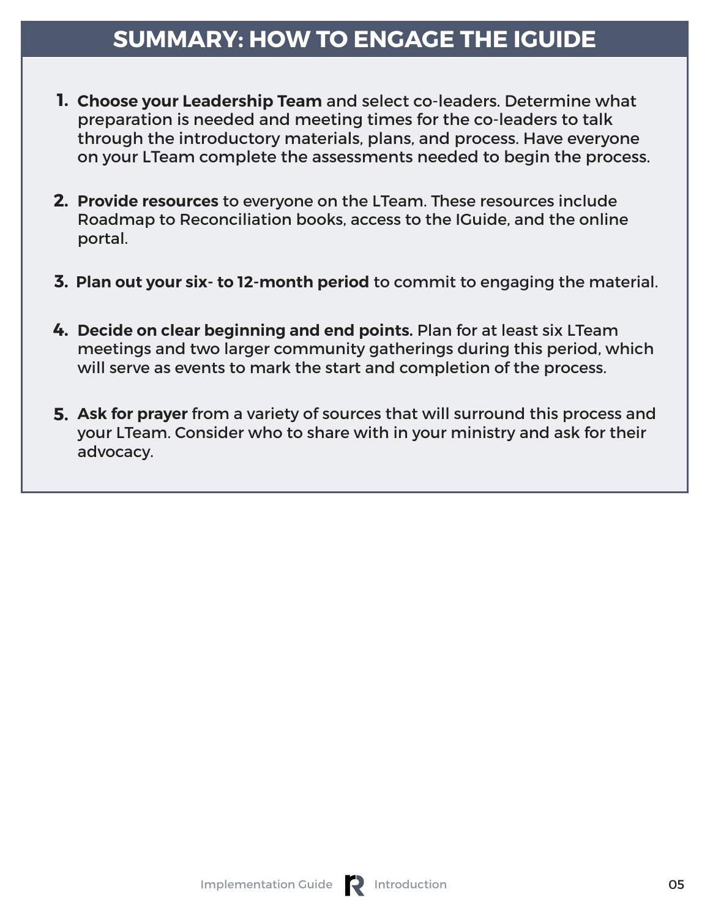## SUMMARY: HOW TO ENGAGE THE IGUIDE

1. **Choose your Leadership Team** and select co-leaders. Determine what preparation is needed and meeting times for the co-leaders to talk through the introductory materials, plans, and process. Have everyone on your LTeam complete the assessments needed to begin the process.

2. **Provide resources** to everyone on the LTeam. These resources include Roadmap to Reconciliation books, access to the IGuide, and the online portal.

3. **Plan out your six- to 12-month period** to commit to engaging the material.

4. **Decide on clear beginning and end points.** Plan for at least six LTeam meetings and two larger community gatherings during this period, which will serve as events to mark the start and completion of the process.

5. **Ask for prayer** from a variety of sources that will surround this process and your LTeam. Consider who to share with in your ministry and ask for their advocacy.